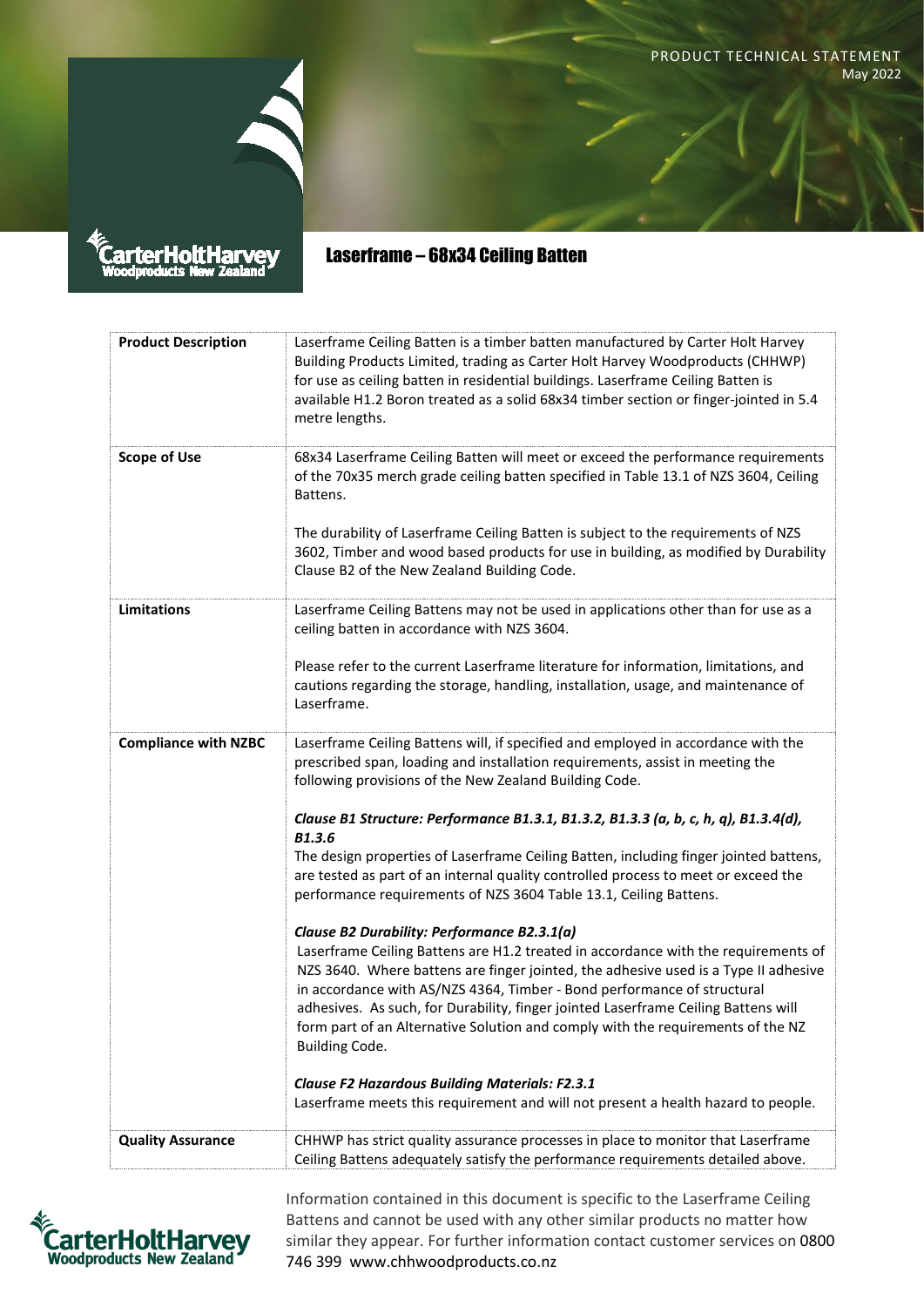PRODUCT TECHNICAL STATEMENT
May 2022

# Laserframe – 68x34 Ceiling Batten

| | |
|---|---|
| **Product Description** | Laserframe Ceiling Batten is a timber batten manufactured by Carter Holt Harvey Building Products Limited, trading as Carter Holt Harvey Woodproducts (CHHWP) for use as ceiling batten in residential buildings. Laserframe Ceiling Batten is available H1.2 Boron treated as a solid 68x34 timber section or finger-jointed in 5.4 metre lengths. |
| **Scope of Use** | 68x34 Laserframe Ceiling Batten will meet or exceed the performance requirements of the 70x35 merch grade ceiling batten specified in Table 13.1 of NZS 3604, Ceiling Battens.<br><br>The durability of Laserframe Ceiling Batten is subject to the requirements of NZS 3602, Timber and wood based products for use in building, as modified by Durability Clause B2 of the New Zealand Building Code. |
| **Limitations** | Laserframe Ceiling Battens may not be used in applications other than for use as a ceiling batten in accordance with NZS 3604.<br><br>Please refer to the current Laserframe literature for information, limitations, and cautions regarding the storage, handling, installation, usage, and maintenance of Laserframe. |
| **Compliance with NZBC** | Laserframe Ceiling Battens will, if specified and employed in accordance with the prescribed span, loading and installation requirements, assist in meeting the following provisions of the New Zealand Building Code.<br><br>***Clause B1 Structure: Performance B1.3.1, B1.3.2, B1.3.3 (a, b, c, h, q), B1.3.4(d), B1.3.6***<br>The design properties of Laserframe Ceiling Batten, including finger jointed battens, are tested as part of an internal quality controlled process to meet or exceed the performance requirements of NZS 3604 Table 13.1, Ceiling Battens.<br><br>***Clause B2 Durability: Performance B2.3.1(a)***<br>Laserframe Ceiling Battens are H1.2 treated in accordance with the requirements of NZS 3640. Where battens are finger jointed, the adhesive used is a Type II adhesive in accordance with AS/NZS 4364, Timber - Bond performance of structural adhesives. As such, for Durability, finger jointed Laserframe Ceiling Battens will form part of an Alternative Solution and comply with the requirements of the NZ Building Code.<br><br>***Clause F2 Hazardous Building Materials: F2.3.1***<br>Laserframe meets this requirement and will not present a health hazard to people. |
| **Quality Assurance** | CHHWP has strict quality assurance processes in place to monitor that Laserframe Ceiling Battens adequately satisfy the performance requirements detailed above. |

Information contained in this document is specific to the Laserframe Ceiling Battens and cannot be used with any other similar products no matter how similar they appear. For further information contact customer services on 0800 746 399 www.chhwoodproducts.co.nz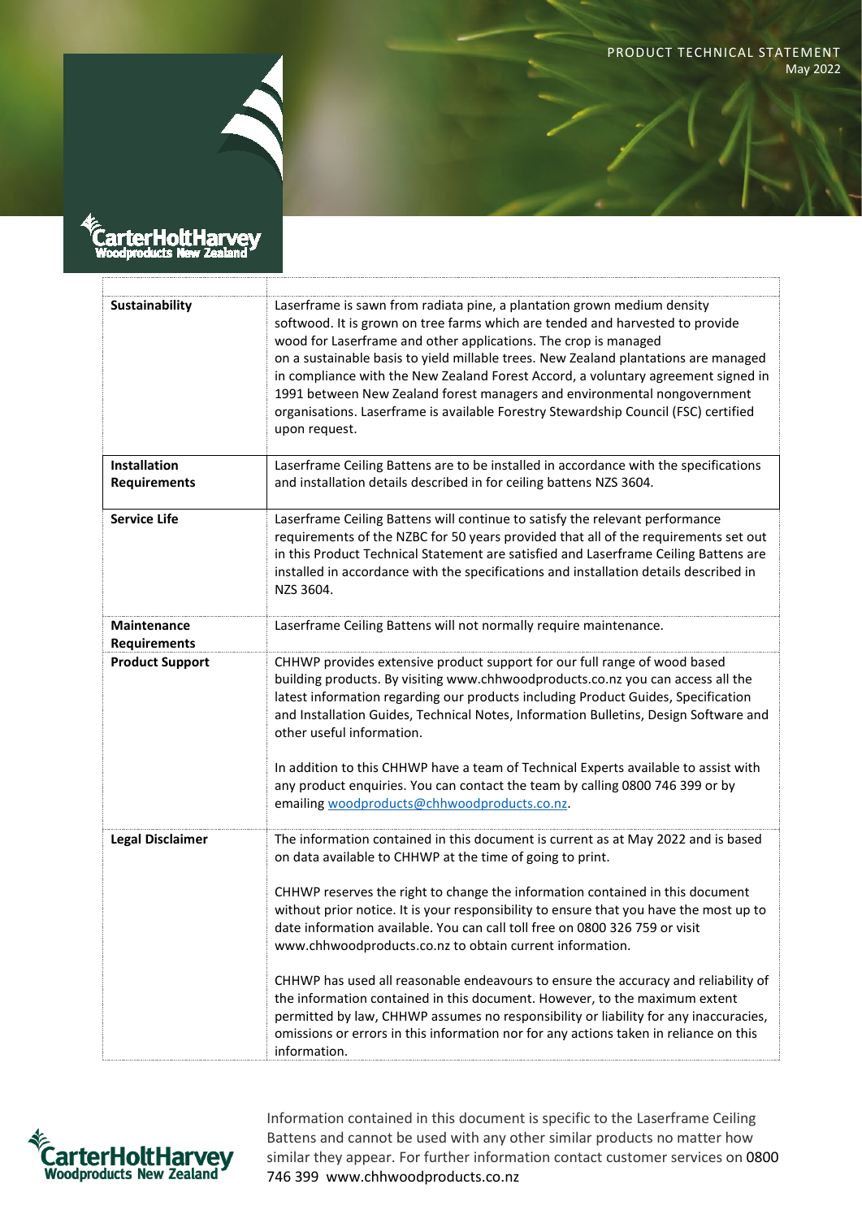| | |
|---|---|
| **Sustainability** | Laserframe is sawn from radiata pine, a plantation grown medium density softwood. It is grown on tree farms which are tended and harvested to provide wood for Laserframe and other applications. The crop is managed on a sustainable basis to yield millable trees. New Zealand plantations are managed in compliance with the New Zealand Forest Accord, a voluntary agreement signed in 1991 between New Zealand forest managers and environmental nongovernment organisations. Laserframe is available Forestry Stewardship Council (FSC) certified upon request. |
| **Installation Requirements** | Laserframe Ceiling Battens are to be installed in accordance with the specifications and installation details described in for ceiling battens NZS 3604. |
| **Service Life** | Laserframe Ceiling Battens will continue to satisfy the relevant performance requirements of the NZBC for 50 years provided that all of the requirements set out in this Product Technical Statement are satisfied and Laserframe Ceiling Battens are installed in accordance with the specifications and installation details described in NZS 3604. |
| **Maintenance Requirements** | Laserframe Ceiling Battens will not normally require maintenance. |
| **Product Support** | CHHWP provides extensive product support for our full range of wood based building products. By visiting www.chhwoodproducts.co.nz you can access all the latest information regarding our products including Product Guides, Specification and Installation Guides, Technical Notes, Information Bulletins, Design Software and other useful information.<br><br>In addition to this CHHWP have a team of Technical Experts available to assist with any product enquiries. You can contact the team by calling 0800 746 399 or by emailing woodproducts@chhwoodproducts.co.nz. |
| **Legal Disclaimer** | The information contained in this document is current as at May 2022 and is based on data available to CHHWP at the time of going to print.<br><br>CHHWP reserves the right to change the information contained in this document without prior notice. It is your responsibility to ensure that you have the most up to date information available. You can call toll free on 0800 326 759 or visit www.chhwoodproducts.co.nz to obtain current information.<br><br>CHHWP has used all reasonable endeavours to ensure the accuracy and reliability of the information contained in this document. However, to the maximum extent permitted by law, CHHWP assumes no responsibility or liability for any inaccuracies, omissions or errors in this information nor for any actions taken in reliance on this information. |

Information contained in this document is specific to the Laserframe Ceiling Battens and cannot be used with any other similar products no matter how similar they appear. For further information contact customer services on 0800 746 399 www.chhwoodproducts.co.nz